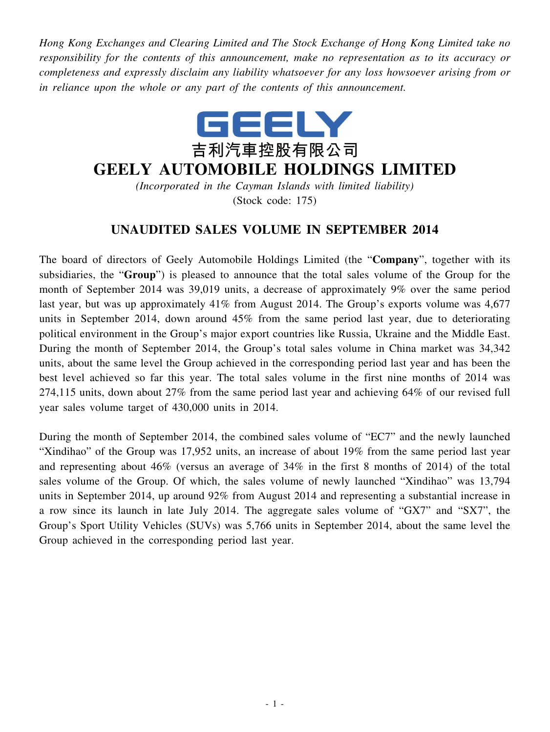*Hong Kong Exchanges and Clearing Limited and The Stock Exchange of Hong Kong Limited take no responsibility for the contents of this announcement, make no representation as to its accuracy or completeness and expressly disclaim any liability whatsoever for any loss howsoever arising from or in reliance upon the whole or any part of the contents of this announcement.*

GEELY

吉利汽車控股有限公司

# GEELY AUTOMOBILE HOLDINGS LIMITED

*(Incorporated in the Cayman Islands with limited liability)*

(Stock code: 175)

## UNAUDITED SALES VOLUME IN SEPTEMBER 2014

The board of directors of Geely Automobile Holdings Limited (the "**Company**", together with its subsidiaries, the "**Group**") is pleased to announce that the total sales volume of the Group for the month of September 2014 was 39,019 units, a decrease of approximately 9% over the same period last year, but was up approximately 41% from August 2014. The Group's exports volume was 4,677 units in September 2014, down around 45% from the same period last year, due to deteriorating political environment in the Group's major export countries like Russia, Ukraine and the Middle East. During the month of September 2014, the Group's total sales volume in China market was 34,342 units, about the same level the Group achieved in the corresponding period last year and has been the best level achieved so far this year. The total sales volume in the first nine months of 2014 was 274,115 units, down about 27% from the same period last year and achieving 64% of our revised full year sales volume target of 430,000 units in 2014.

During the month of September 2014, the combined sales volume of "EC7" and the newly launched "Xindihao" of the Group was 17,952 units, an increase of about 19% from the same period last year and representing about 46% (versus an average of 34% in the first 8 months of 2014) of the total sales volume of the Group. Of which, the sales volume of newly launched "Xindihao" was 13,794 units in September 2014, up around 92% from August 2014 and representing a substantial increase in a row since its launch in late July 2014. The aggregate sales volume of "GX7" and "SX7", the Group's Sport Utility Vehicles (SUVs) was 5,766 units in September 2014, about the same level the Group achieved in the corresponding period last year.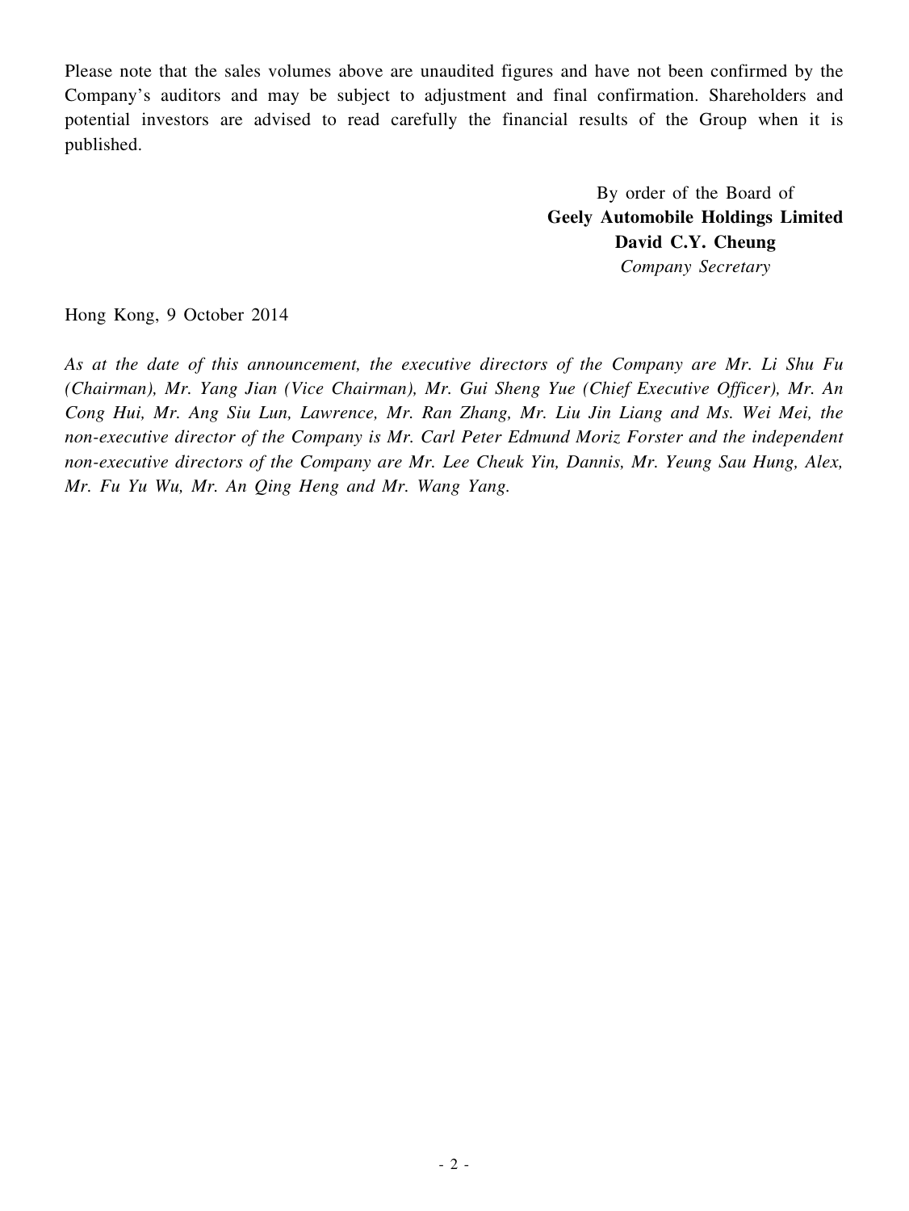Please note that the sales volumes above are unaudited figures and have not been confirmed by the Company's auditors and may be subject to adjustment and final confirmation. Shareholders and potential investors are advised to read carefully the financial results of the Group when it is published.

By order of the Board of
**Geely Automobile Holdings Limited**
**David C.Y. Cheung**
*Company Secretary*

Hong Kong, 9 October 2014

*As at the date of this announcement, the executive directors of the Company are Mr. Li Shu Fu (Chairman), Mr. Yang Jian (Vice Chairman), Mr. Gui Sheng Yue (Chief Executive Officer), Mr. An Cong Hui, Mr. Ang Siu Lun, Lawrence, Mr. Ran Zhang, Mr. Liu Jin Liang and Ms. Wei Mei, the non-executive director of the Company is Mr. Carl Peter Edmund Moriz Forster and the independent non-executive directors of the Company are Mr. Lee Cheuk Yin, Dannis, Mr. Yeung Sau Hung, Alex, Mr. Fu Yu Wu, Mr. An Qing Heng and Mr. Wang Yang.*